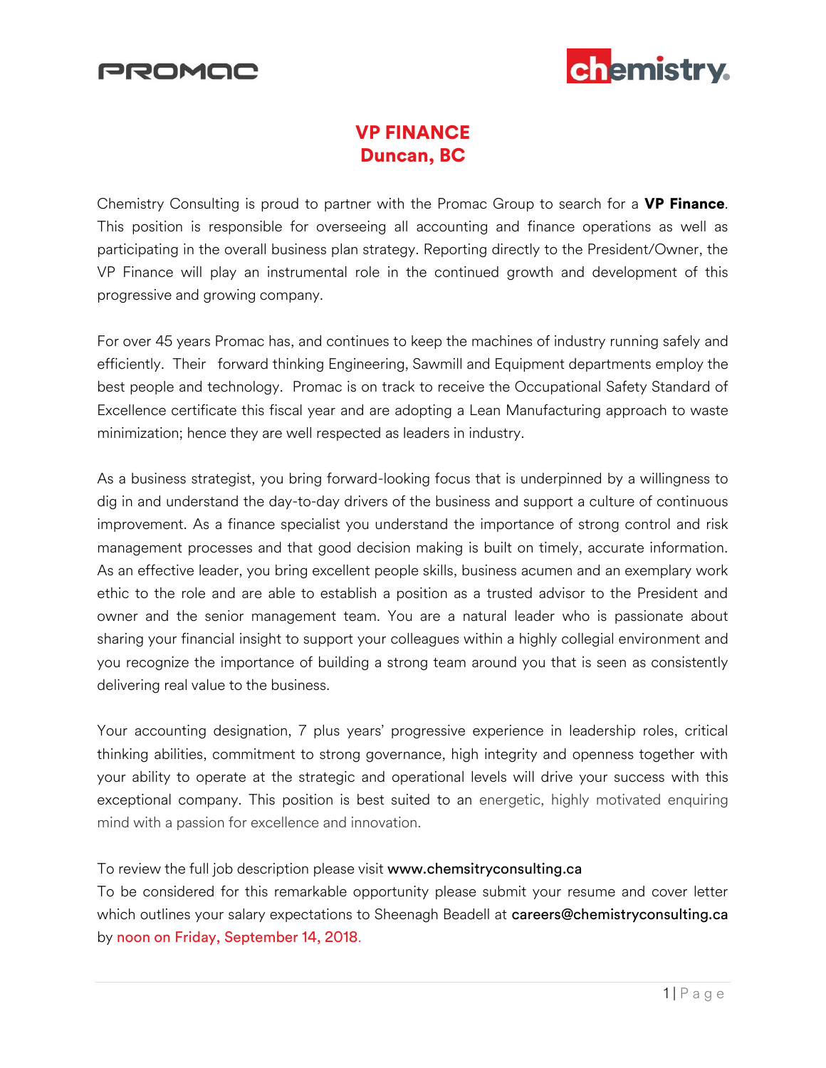# VP FINANCE
# Duncan, BC

Chemistry Consulting is proud to partner with the Promac Group to search for a **VP Finance**. This position is responsible for overseeing all accounting and finance operations as well as participating in the overall business plan strategy. Reporting directly to the President/Owner, the VP Finance will play an instrumental role in the continued growth and development of this progressive and growing company.

For over 45 years Promac has, and continues to keep the machines of industry running safely and efficiently. Their forward thinking Engineering, Sawmill and Equipment departments employ the best people and technology. Promac is on track to receive the Occupational Safety Standard of Excellence certificate this fiscal year and are adopting a Lean Manufacturing approach to waste minimization; hence they are well respected as leaders in industry.

As a business strategist, you bring forward-looking focus that is underpinned by a willingness to dig in and understand the day-to-day drivers of the business and support a culture of continuous improvement. As a finance specialist you understand the importance of strong control and risk management processes and that good decision making is built on timely, accurate information. As an effective leader, you bring excellent people skills, business acumen and an exemplary work ethic to the role and are able to establish a position as a trusted advisor to the President and owner and the senior management team. You are a natural leader who is passionate about sharing your financial insight to support your colleagues within a highly collegial environment and you recognize the importance of building a strong team around you that is seen as consistently delivering real value to the business.

Your accounting designation, 7 plus years' progressive experience in leadership roles, critical thinking abilities, commitment to strong governance, high integrity and openness together with your ability to operate at the strategic and operational levels will drive your success with this exceptional company. This position is best suited to an energetic, highly motivated enquiring mind with a passion for excellence and innovation.

To review the full job description please visit www.chemsitryconsulting.ca
To be considered for this remarkable opportunity please submit your resume and cover letter which outlines your salary expectations to Sheenagh Beadell at careers@chemistryconsulting.ca by noon on Friday, September 14, 2018.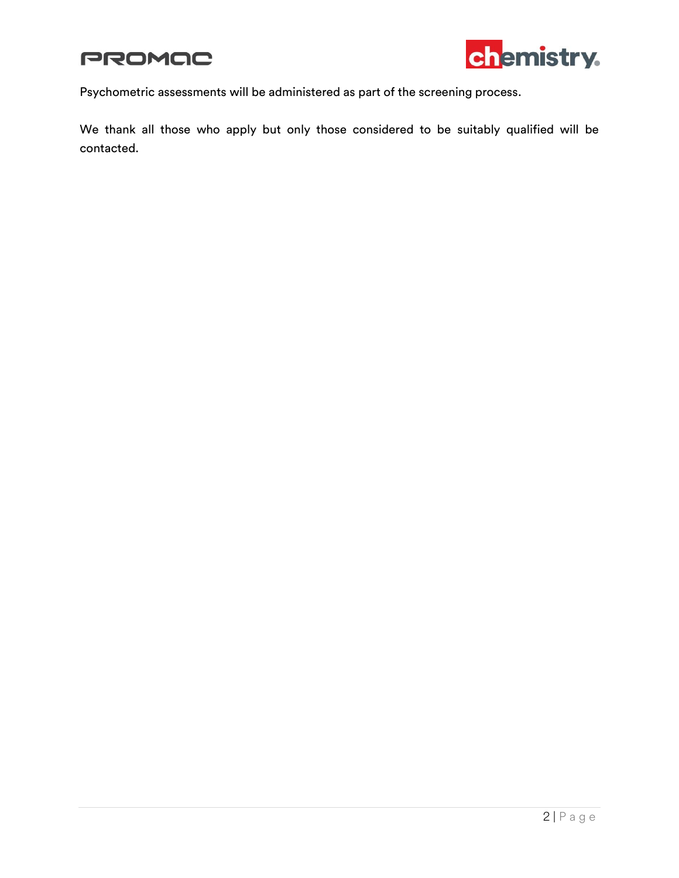Psychometric assessments will be administered as part of the screening process.

We thank all those who apply but only those considered to be suitably qualified will be contacted.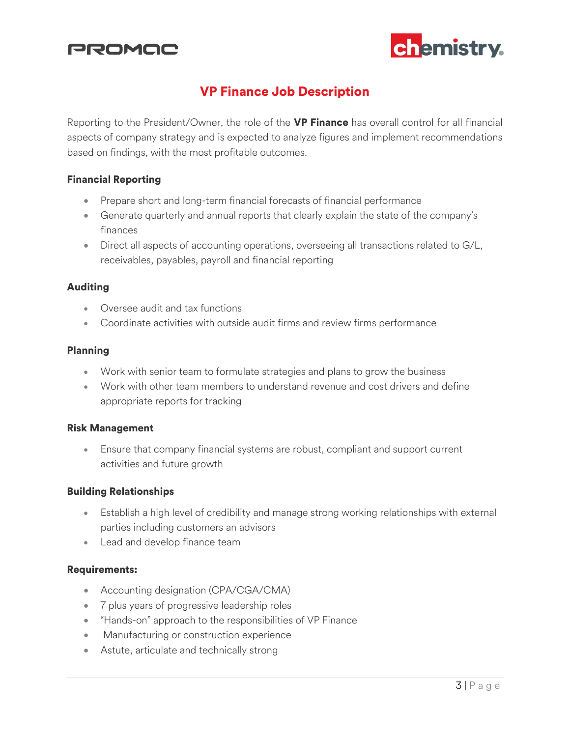# VP Finance Job Description

Reporting to the President/Owner, the role of the **VP Finance** has overall control for all financial aspects of company strategy and is expected to analyze figures and implement recommendations based on findings, with the most profitable outcomes.

### Financial Reporting

- Prepare short and long-term financial forecasts of financial performance
- Generate quarterly and annual reports that clearly explain the state of the company's finances
- Direct all aspects of accounting operations, overseeing all transactions related to G/L, receivables, payables, payroll and financial reporting

### Auditing

- Oversee audit and tax functions
- Coordinate activities with outside audit firms and review firms performance

### Planning

- Work with senior team to formulate strategies and plans to grow the business
- Work with other team members to understand revenue and cost drivers and define appropriate reports for tracking

### Risk Management

- Ensure that company financial systems are robust, compliant and support current activities and future growth

### Building Relationships

- Establish a high level of credibility and manage strong working relationships with external parties including customers an advisors
- Lead and develop finance team

### Requirements:

- Accounting designation (CPA/CGA/CMA)
- 7 plus years of progressive leadership roles
- "Hands-on" approach to the responsibilities of VP Finance
- Manufacturing or construction experience
- Astute, articulate and technically strong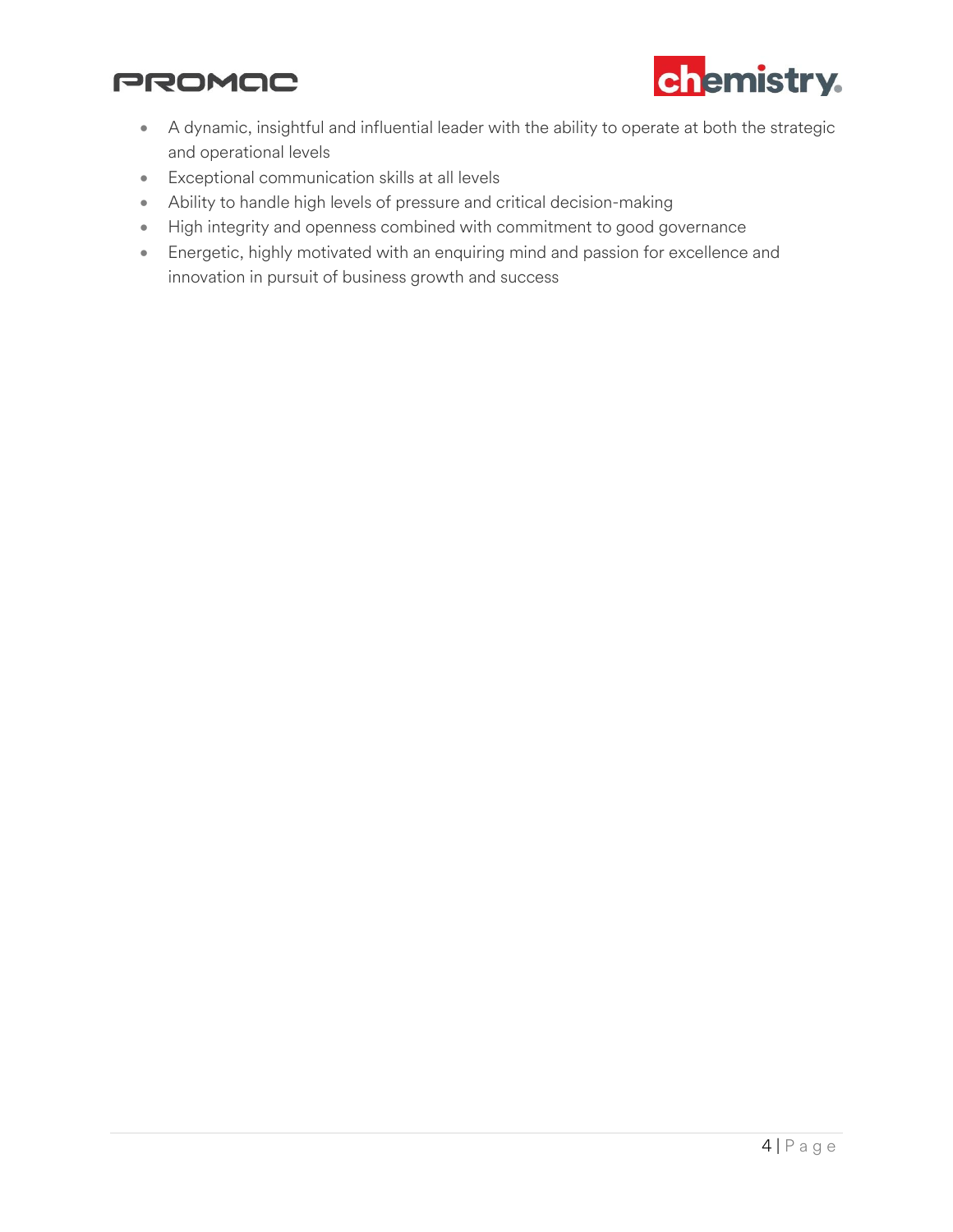- A dynamic, insightful and influential leader with the ability to operate at both the strategic and operational levels
- Exceptional communication skills at all levels
- Ability to handle high levels of pressure and critical decision-making
- High integrity and openness combined with commitment to good governance
- Energetic, highly motivated with an enquiring mind and passion for excellence and innovation in pursuit of business growth and success